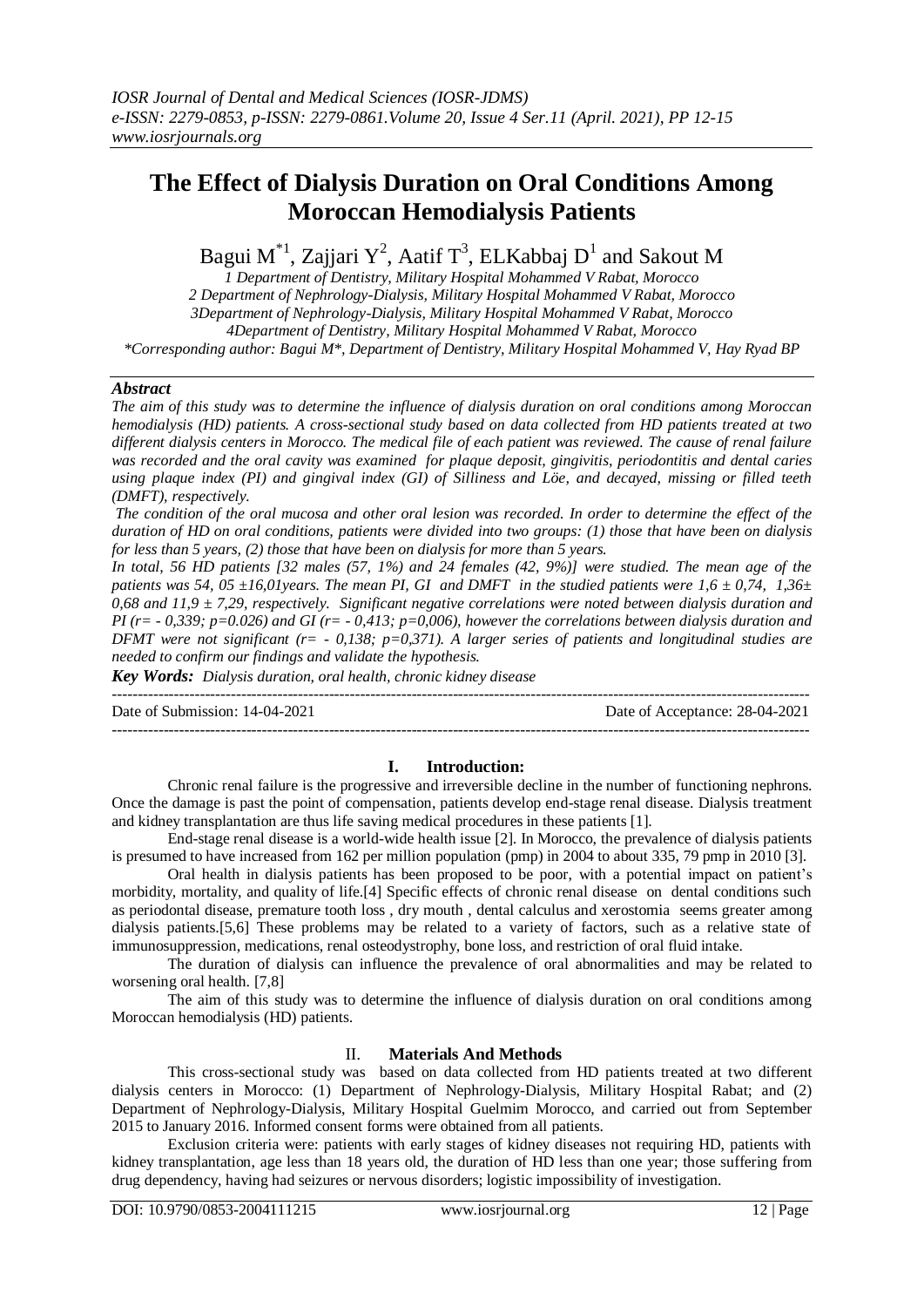# The Effect of Dialysis Duration on Oral Conditions Among Moroccan Hemodialysis Patients

Bagui M[*1], Zajjari Y[2], Aatif T[3], ELKabbaj D[1] and Sakout M

*1 Department of Dentistry, Military Hospital Mohammed V Rabat, Morocco*
*2 Department of Nephrology-Dialysis, Military Hospital Mohammed V Rabat, Morocco*
*3Department of Nephrology-Dialysis, Military Hospital Mohammed V Rabat, Morocco*
*4Department of Dentistry, Military Hospital Mohammed V Rabat, Morocco*
*\*Corresponding author: Bagui M\*, Department of Dentistry, Military Hospital Mohammed V, Hay Ryad BP*

### *Abstract*

*The aim of this study was to determine the influence of dialysis duration on oral conditions among Moroccan hemodialysis (HD) patients. A cross-sectional study based on data collected from HD patients treated at two different dialysis centers in Morocco. The medical file of each patient was reviewed. The cause of renal failure was recorded and the oral cavity was examined for plaque deposit, gingivitis, periodontitis and dental caries using plaque index (PI) and gingival index (GI) of Silliness and Löe, and decayed, missing or filled teeth (DMFT), respectively.*

*The condition of the oral mucosa and other oral lesion was recorded. In order to determine the effect of the duration of HD on oral conditions, patients were divided into two groups: (1) those that have been on dialysis for less than 5 years, (2) those that have been on dialysis for more than 5 years.*

*In total, 56 HD patients [32 males (57, 1%) and 24 females (42, 9%)] were studied. The mean age of the patients was 54, 05 ±16,01years. The mean PI, GI and DMFT in the studied patients were 1,6 ± 0,74, 1,36± 0,68 and 11,9 ± 7,29, respectively. Significant negative correlations were noted between dialysis duration and PI (r= - 0,339; p=0.026) and GI (r= - 0,413; p=0,006), however the correlations between dialysis duration and DFMT were not significant (r= - 0,138; p=0,371). A larger series of patients and longitudinal studies are needed to confirm our findings and validate the hypothesis.*

***Key Words:*** *Dialysis duration, oral health, chronic kidney disease*

---

Date of Submission: 14-04-2021 Date of Acceptance: 28-04-2021

---

## I. Introduction:

Chronic renal failure is the progressive and irreversible decline in the number of functioning nephrons. Once the damage is past the point of compensation, patients develop end-stage renal disease. Dialysis treatment and kidney transplantation are thus life saving medical procedures in these patients [1].

End-stage renal disease is a world-wide health issue [2]. In Morocco, the prevalence of dialysis patients is presumed to have increased from 162 per million population (pmp) in 2004 to about 335, 79 pmp in 2010 [3].

Oral health in dialysis patients has been proposed to be poor, with a potential impact on patient's morbidity, mortality, and quality of life.[4] Specific effects of chronic renal disease on dental conditions such as periodontal disease, premature tooth loss , dry mouth , dental calculus and xerostomia seems greater among dialysis patients.[5,6] These problems may be related to a variety of factors, such as a relative state of immunosuppression, medications, renal osteodystrophy, bone loss, and restriction of oral fluid intake.

The duration of dialysis can influence the prevalence of oral abnormalities and may be related to worsening oral health. [7,8]

The aim of this study was to determine the influence of dialysis duration on oral conditions among Moroccan hemodialysis (HD) patients.

## II. Materials And Methods

This cross-sectional study was based on data collected from HD patients treated at two different dialysis centers in Morocco: (1) Department of Nephrology-Dialysis, Military Hospital Rabat; and (2) Department of Nephrology-Dialysis, Military Hospital Guelmim Morocco, and carried out from September 2015 to January 2016. Informed consent forms were obtained from all patients.

Exclusion criteria were: patients with early stages of kidney diseases not requiring HD, patients with kidney transplantation, age less than 18 years old, the duration of HD less than one year; those suffering from drug dependency, having had seizures or nervous disorders; logistic impossibility of investigation.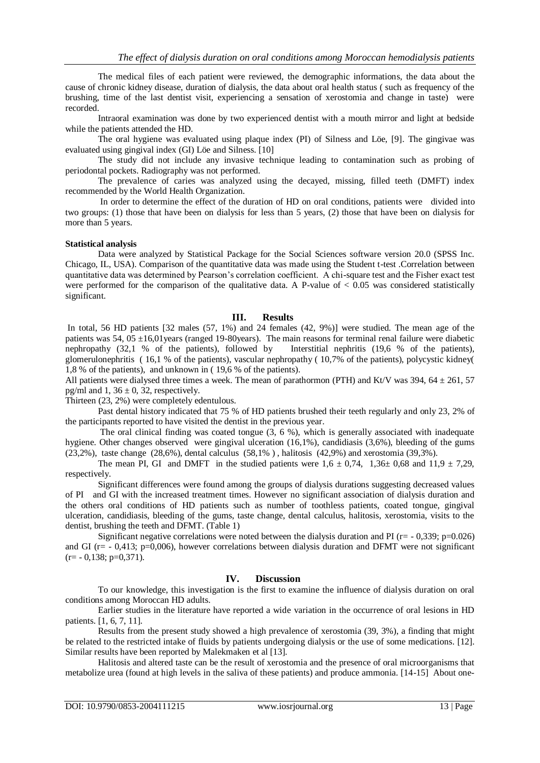The medical files of each patient were reviewed, the demographic informations, the data about the cause of chronic kidney disease, duration of dialysis, the data about oral health status ( such as frequency of the brushing, time of the last dentist visit, experiencing a sensation of xerostomia and change in taste) were recorded.

Intraoral examination was done by two experienced dentist with a mouth mirror and light at bedside while the patients attended the HD.

The oral hygiene was evaluated using plaque index (PI) of Silness and Löe, [9]. The gingivae was evaluated using gingival index (GI) Löe and Silness. [10]

The study did not include any invasive technique leading to contamination such as probing of periodontal pockets. Radiography was not performed.

The prevalence of caries was analyzed using the decayed, missing, filled teeth (DMFT) index recommended by the World Health Organization.

In order to determine the effect of the duration of HD on oral conditions, patients were divided into two groups: (1) those that have been on dialysis for less than 5 years, (2) those that have been on dialysis for more than 5 years.

**Statistical analysis**

Data were analyzed by Statistical Package for the Social Sciences software version 20.0 (SPSS Inc. Chicago, IL, USA). Comparison of the quantitative data was made using the Student t-test .Correlation between quantitative data was determined by Pearson's correlation coefficient. A chi-square test and the Fisher exact test were performed for the comparison of the qualitative data. A P-value of $< 0.05$ was considered statistically significant.

## III. Results

In total, 56 HD patients [32 males (57, 1%) and 24 females (42, 9%)] were studied. The mean age of the patients was 54, 05 ±16,01years (ranged 19-80years). The main reasons for terminal renal failure were diabetic nephropathy (32,1 % of the patients), followed by Interstitial nephritis (19,6 % of the patients), glomerulonephritis ( 16,1 % of the patients), vascular nephropathy ( 10,7% of the patients), polycystic kidney( 1,8 % of the patients), and unknown in ( 19,6 % of the patients).

All patients were dialysed three times a week. The mean of parathormon (PTH) and Kt/V was 394, 64 ± 261, 57 pg/ml and 1, 36 ± 0, 32, respectively.

Thirteen (23, 2%) were completely edentulous.

Past dental history indicated that 75 % of HD patients brushed their teeth regularly and only 23, 2% of the participants reported to have visited the dentist in the previous year.

The oral clinical finding was coated tongue (3, 6 %), which is generally associated with inadequate hygiene. Other changes observed were gingival ulceration (16,1%), candidiasis (3,6%), bleeding of the gums (23,2%), taste change (28,6%), dental calculus (58,1% ) , halitosis (42,9%) and xerostomia (39,3%).

The mean PI, GI and DMFT in the studied patients were 1,6 ± 0,74, 1,36± 0,68 and 11,9 ± 7,29, respectively.

Significant differences were found among the groups of dialysis durations suggesting decreased values of PI and GI with the increased treatment times. However no significant association of dialysis duration and the others oral conditions of HD patients such as number of toothless patients, coated tongue, gingival ulceration, candidiasis, bleeding of the gums, taste change, dental calculus, halitosis, xerostomia, visits to the dentist, brushing the teeth and DFMT. (Table 1)

Significant negative correlations were noted between the dialysis duration and PI ($r = -0{,}339$; $p=0.026$) and GI ($r = -0{,}413$; $p=0{,}006$), however correlations between dialysis duration and DFMT were not significant ($r = -0{,}138$; $p=0{,}371$).

## IV. Discussion

To our knowledge, this investigation is the first to examine the influence of dialysis duration on oral conditions among Moroccan HD adults.

Earlier studies in the literature have reported a wide variation in the occurrence of oral lesions in HD patients. [1, 6, 7, 11].

Results from the present study showed a high prevalence of xerostomia (39, 3%), a finding that might be related to the restricted intake of fluids by patients undergoing dialysis or the use of some medications. [12]. Similar results have been reported by Malekmaken et al [13].

Halitosis and altered taste can be the result of xerostomia and the presence of oral microorganisms that metabolize urea (found at high levels in the saliva of these patients) and produce ammonia. [14-15] About one-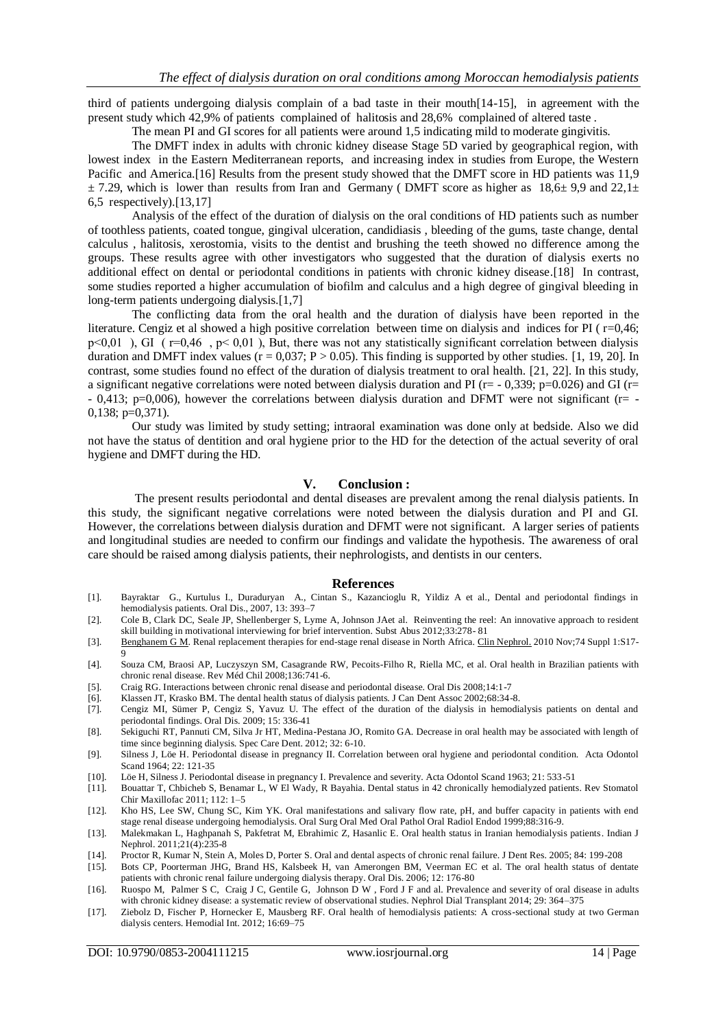third of patients undergoing dialysis complain of a bad taste in their mouth[14-15], in agreement with the present study which 42,9% of patients complained of halitosis and 28,6% complained of altered taste .

The mean PI and GI scores for all patients were around 1,5 indicating mild to moderate gingivitis.

The DMFT index in adults with chronic kidney disease Stage 5D varied by geographical region, with lowest index in the Eastern Mediterranean reports, and increasing index in studies from Europe, the Western Pacific and America.[16] Results from the present study showed that the DMFT score in HD patients was 11,9 $\pm$ 7.29, which is lower than results from Iran and Germany ( DMFT score as higher as 18,6$\pm$ 9,9 and 22,1$\pm$ 6,5 respectively).[13,17]

Analysis of the effect of the duration of dialysis on the oral conditions of HD patients such as number of toothless patients, coated tongue, gingival ulceration, candidiasis , bleeding of the gums, taste change, dental calculus , halitosis, xerostomia, visits to the dentist and brushing the teeth showed no difference among the groups. These results agree with other investigators who suggested that the duration of dialysis exerts no additional effect on dental or periodontal conditions in patients with chronic kidney disease.[18] In contrast, some studies reported a higher accumulation of biofilm and calculus and a high degree of gingival bleeding in long-term patients undergoing dialysis.[1,7]

The conflicting data from the oral health and the duration of dialysis have been reported in the literature. Cengiz et al showed a high positive correlation between time on dialysis and indices for PI ( r=0,46; p<0,01 ), GI ( r=0,46 , p< 0,01 ), But, there was not any statistically significant correlation between dialysis duration and DMFT index values (r = 0,037; P > 0.05). This finding is supported by other studies. [1, 19, 20]. In contrast, some studies found no effect of the duration of dialysis treatment to oral health. [21, 22]. In this study, a significant negative correlations were noted between dialysis duration and PI (r= - 0,339; p=0.026) and GI (r= - 0,413; p=0,006), however the correlations between dialysis duration and DFMT were not significant (r= - 0,138; p=0,371).

Our study was limited by study setting; intraoral examination was done only at bedside. Also we did not have the status of dentition and oral hygiene prior to the HD for the detection of the actual severity of oral hygiene and DMFT during the HD.

## V. Conclusion :

The present results periodontal and dental diseases are prevalent among the renal dialysis patients. In this study, the significant negative correlations were noted between the dialysis duration and PI and GI. However, the correlations between dialysis duration and DFMT were not significant. A larger series of patients and longitudinal studies are needed to confirm our findings and validate the hypothesis. The awareness of oral care should be raised among dialysis patients, their nephrologists, and dentists in our centers.

## References

[1]. Bayraktar G., Kurtulus I., Duraduryan A., Cintan S., Kazancioglu R, Yildiz A et al., Dental and periodontal findings in hemodialysis patients. Oral Dis., 2007, 13: 393–7

[2]. Cole B, Clark DC, Seale JP, Shellenberger S, Lyme A, Johnson JAet al. Reinventing the reel: An innovative approach to resident skill building in motivational interviewing for brief intervention. Subst Abus 2012;33:278- 81

[3]. Benghanem G M. Renal replacement therapies for end-stage renal disease in North Africa. Clin Nephrol. 2010 Nov;74 Suppl 1:S17-9

[4]. Souza CM, Braosi AP, Luczyszyn SM, Casagrande RW, Pecoits-Filho R, Riella MC, et al. Oral health in Brazilian patients with chronic renal disease. Rev Méd Chil 2008;136:741-6.

[5]. Craig RG. Interactions between chronic renal disease and periodontal disease. Oral Dis 2008;14:1-7

[6]. Klassen JT, Krasko BM. The dental health status of dialysis patients. J Can Dent Assoc 2002;68:34-8.

[7]. Cengiz MI, Sümer P, Cengiz S, Yavuz U. The effect of the duration of the dialysis in hemodialysis patients on dental and periodontal findings. Oral Dis. 2009; 15: 336-41

[8]. Sekiguchi RT, Pannuti CM, Silva Jr HT, Medina-Pestana JO, Romito GA. Decrease in oral health may be associated with length of time since beginning dialysis. Spec Care Dent. 2012; 32: 6-10.

[9]. Silness J, Löe H. Periodontal disease in pregnancy II. Correlation between oral hygiene and periodontal condition. Acta Odontol Scand 1964; 22: 121-35

[10]. Löe H, Silness J. Periodontal disease in pregnancy I. Prevalence and severity. Acta Odontol Scand 1963; 21: 533-51

[11]. Bouattar T, Chbicheb S, Benamar L, W El Wady, R Bayahia. Dental status in 42 chronically hemodialyzed patients. Rev Stomatol Chir Maxillofac 2011; 112: 1–5

[12]. Kho HS, Lee SW, Chung SC, Kim YK. Oral manifestations and salivary flow rate, pH, and buffer capacity in patients with end stage renal disease undergoing hemodialysis. Oral Surg Oral Med Oral Pathol Oral Radiol Endod 1999;88:316-9.

[13]. Malekmakan L, Haghpanah S, Pakfetrat M, Ebrahimic Z, Hasanlic E. Oral health status in Iranian hemodialysis patients. Indian J Nephrol. 2011;21(4):235-8

[14]. Proctor R, Kumar N, Stein A, Moles D, Porter S. Oral and dental aspects of chronic renal failure. J Dent Res. 2005; 84: 199-208

[15]. Bots CP, Poorterman JHG, Brand HS, Kalsbeek H, van Amerongen BM, Veerman EC et al. The oral health status of dentate patients with chronic renal failure undergoing dialysis therapy. Oral Dis. 2006; 12: 176-80

[16]. Ruospo M, Palmer S C, Craig J C, Gentile G, Johnson D W , Ford J F and al. Prevalence and severity of oral disease in adults with chronic kidney disease: a systematic review of observational studies. Nephrol Dial Transplant 2014; 29: 364–375

[17]. Ziebolz D, Fischer P, Hornecker E, Mausberg RF. Oral health of hemodialysis patients: A cross-sectional study at two German dialysis centers. Hemodial Int. 2012; 16:69–75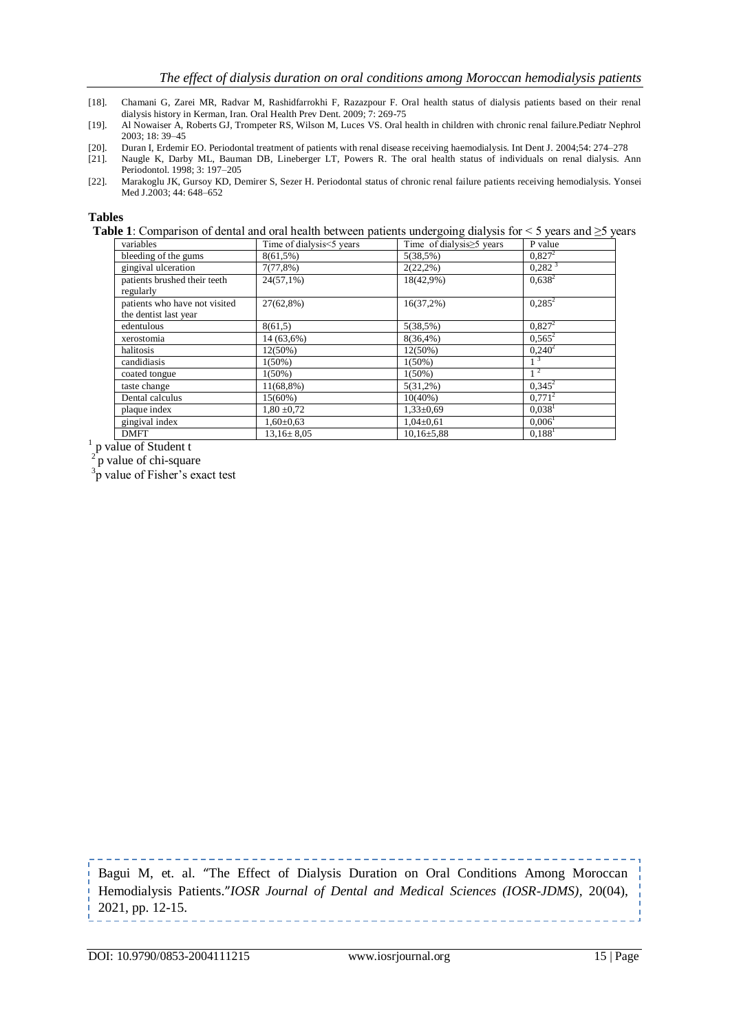[18]. Chamani G, Zarei MR, Radvar M, Rashidfarrokhi F, Razazpour F. Oral health status of dialysis patients based on their renal dialysis history in Kerman, Iran. Oral Health Prev Dent. 2009; 7: 269-75

[19]. Al Nowaiser A, Roberts GJ, Trompeter RS, Wilson M, Luces VS. Oral health in children with chronic renal failure.Pediatr Nephrol 2003; 18: 39–45

[20]. Duran I, Erdemir EO. Periodontal treatment of patients with renal disease receiving haemodialysis. Int Dent J. 2004;54: 274–278

[21]. Naugle K, Darby ML, Bauman DB, Lineberger LT, Powers R. The oral health status of individuals on renal dialysis. Ann Periodontol. 1998; 3: 197–205

[22]. Marakoglu JK, Gursoy KD, Demirer S, Sezer H. Periodontal status of chronic renal failure patients receiving hemodialysis. Yonsei Med J.2003; 44: 648–652

## Tables

**Table 1**: Comparison of dental and oral health between patients undergoing dialysis for < 5 years and ≥5 years

| variables | Time of dialysis<5 years | Time of dialysis≥5 years | P value |
|---|---|---|---|
| bleeding of the gums | 8(61,5%) | 5(38,5%) | 0,827[2] |
| gingival ulceration | 7(77,8%) | 2(22,2%) | 0,282 [3] |
| patients brushed their teeth regularly | 24(57,1%) | 18(42,9%) | 0,638[2] |
| patients who have not visited the dentist last year | 27(62,8%) | 16(37,2%) | 0,285[2] |
| edentulous | 8(61,5) | 5(38,5%) | 0,827[2] |
| xerostomia | 14 (63,6%) | 8(36,4%) | 0,565[2] |
| halitosis | 12(50%) | 12(50%) | 0,240[2] |
| candidiasis | 1(50%) | 1(50%) | 1 [3] |
| coated tongue | 1(50%) | 1(50%) | 1 [2] |
| taste change | 11(68,8%) | 5(31,2%) | 0,345[2] |
| Dental calculus | 15(60%) | 10(40%) | 0,771[2] |
| plaque index | 1,80 ±0,72 | 1,33±0,69 | 0,038[1] |
| gingival index | 1,60±0,63 | 1,04±0,61 | 0,006[1] |
| DMFT | 13,16± 8,05 | 10,16±5,88 | 0,188[1] |

[1] p value of Student t

[2] p value of chi-square

[3] p value of Fisher's exact test

Bagui M, et. al. "The Effect of Dialysis Duration on Oral Conditions Among Moroccan Hemodialysis Patients."*IOSR Journal of Dental and Medical Sciences (IOSR-JDMS)*, 20(04), 2021, pp. 12-15.